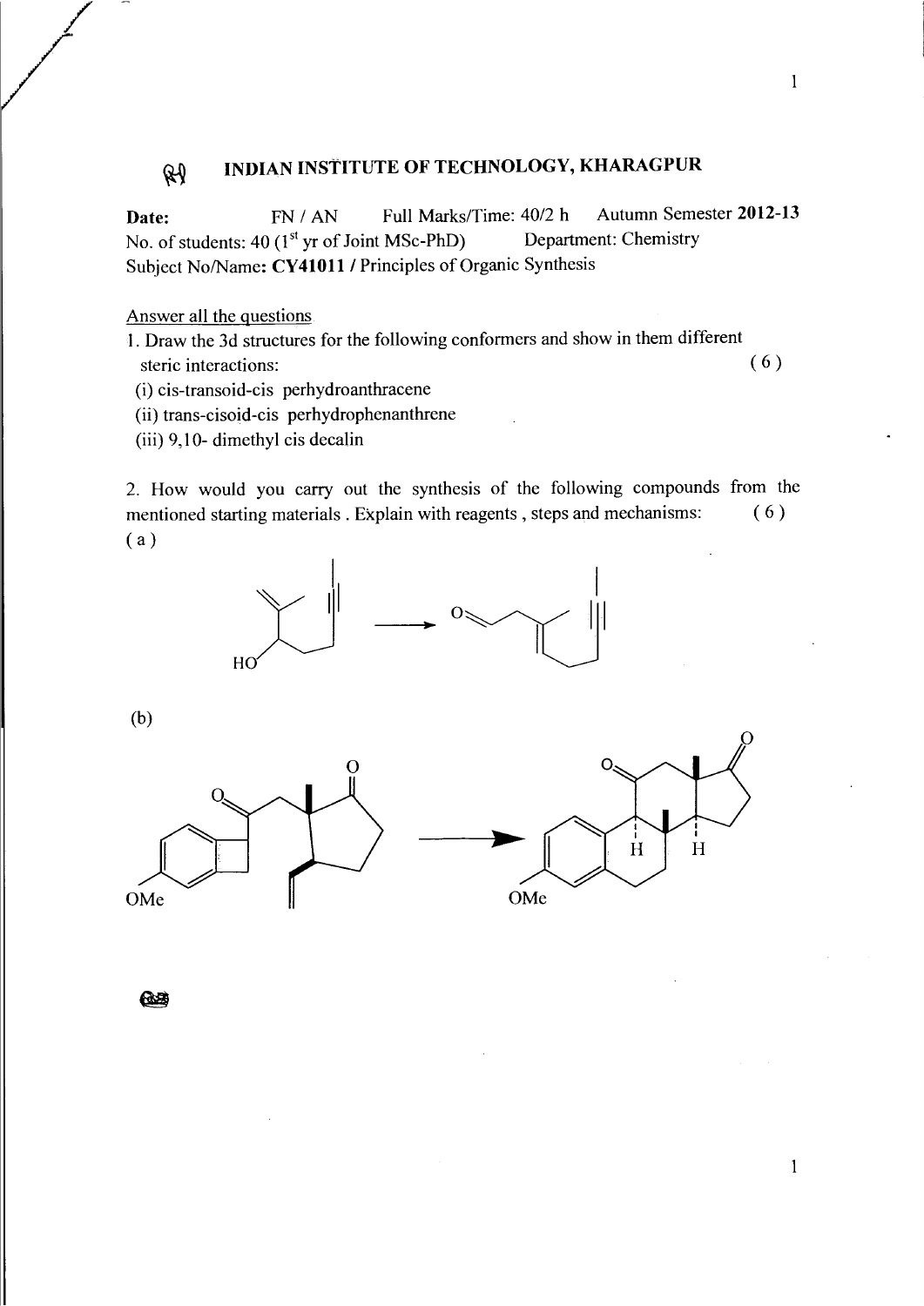# INDIAN INSTITUTE OF TECHNOLOGY, KHARAGPUR

**Date:** FN / AN Full Marks/Time: 40/2 h Autumn Semester **2012-13**
No. of students: 40 (1st yr of Joint MSc-PhD) Department: Chemistry
Subject No/Name: **CY41011** / Principles of Organic Synthesis

Answer all the questions

1. Draw the 3d structures for the following conformers and show in them different steric interactions: ( 6 )
 (i) cis-transoid-cis perhydroanthracene
 (ii) trans-cisoid-cis perhydrophenanthrene
 (iii) 9,10- dimethyl cis decalin

2. How would you carry out the synthesis of the following compounds from the mentioned starting materials . Explain with reagents , steps and mechanisms: ( 6 )

( a )

HO

O

(b)

O

O

OMe

O

O

H H

OMe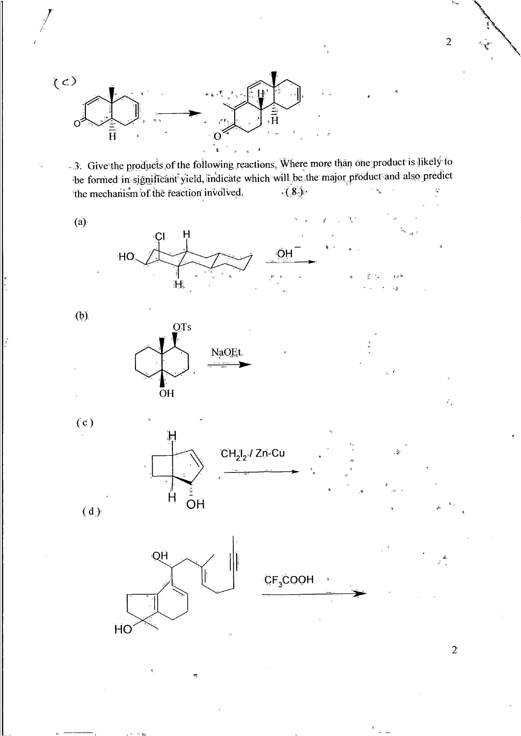(c)

3. Give the products of the following reactions. Where more than one product is likely to be formed in significant yield, indicate which will be the major product and also predict the mechanism of the reaction involved. (8)

(a)

HO, Cl, H, H $\xrightarrow{OH^-}$

(b)

OTs, OH $\xrightarrow{NaOEt}$

(c)

H, H, OH $\xrightarrow{CH_2I_2 / Zn\text{-}Cu}$

(d)

OH, HO $\xrightarrow{CF_3COOH}$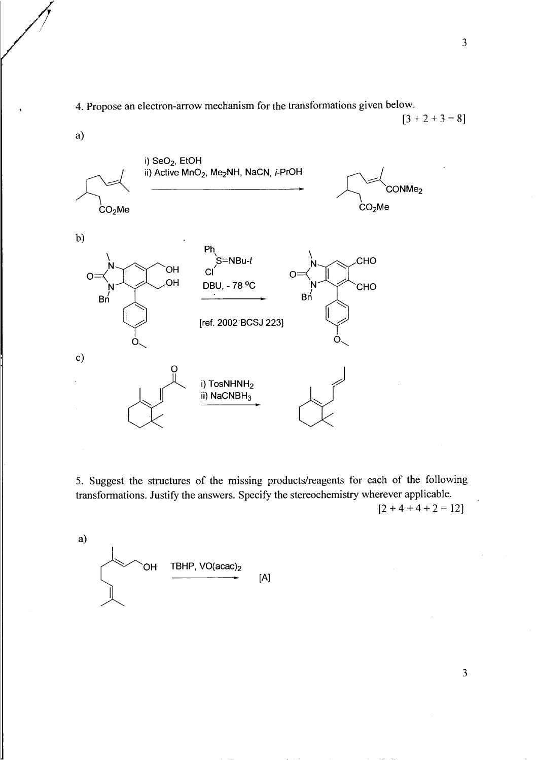4. Propose an electron-arrow mechanism for the transformations given below.

[3 + 2 + 3 = 8]

a)

i) $SeO_2$, EtOH

ii) Active $MnO_2$, $Me_2NH$, NaCN, *i*-PrOH

$CO_2Me$ → $CONMe_2$, $CO_2Me$

b)

Ph, S=NBu-*t*, Cl

DBU, - 78 °C

[ref. 2002 BCSJ 223]

OH, OH → CHO, CHO

c)

i) $TosNHNH_2$

ii) $NaCNBH_3$

5. Suggest the structures of the missing products/reagents for each of the following transformations. Justify the answers. Specify the stereochemistry wherever applicable.

[2 + 4 + 4 + 2 = 12]

a)

OH → TBHP, $VO(acac)_2$ → [A]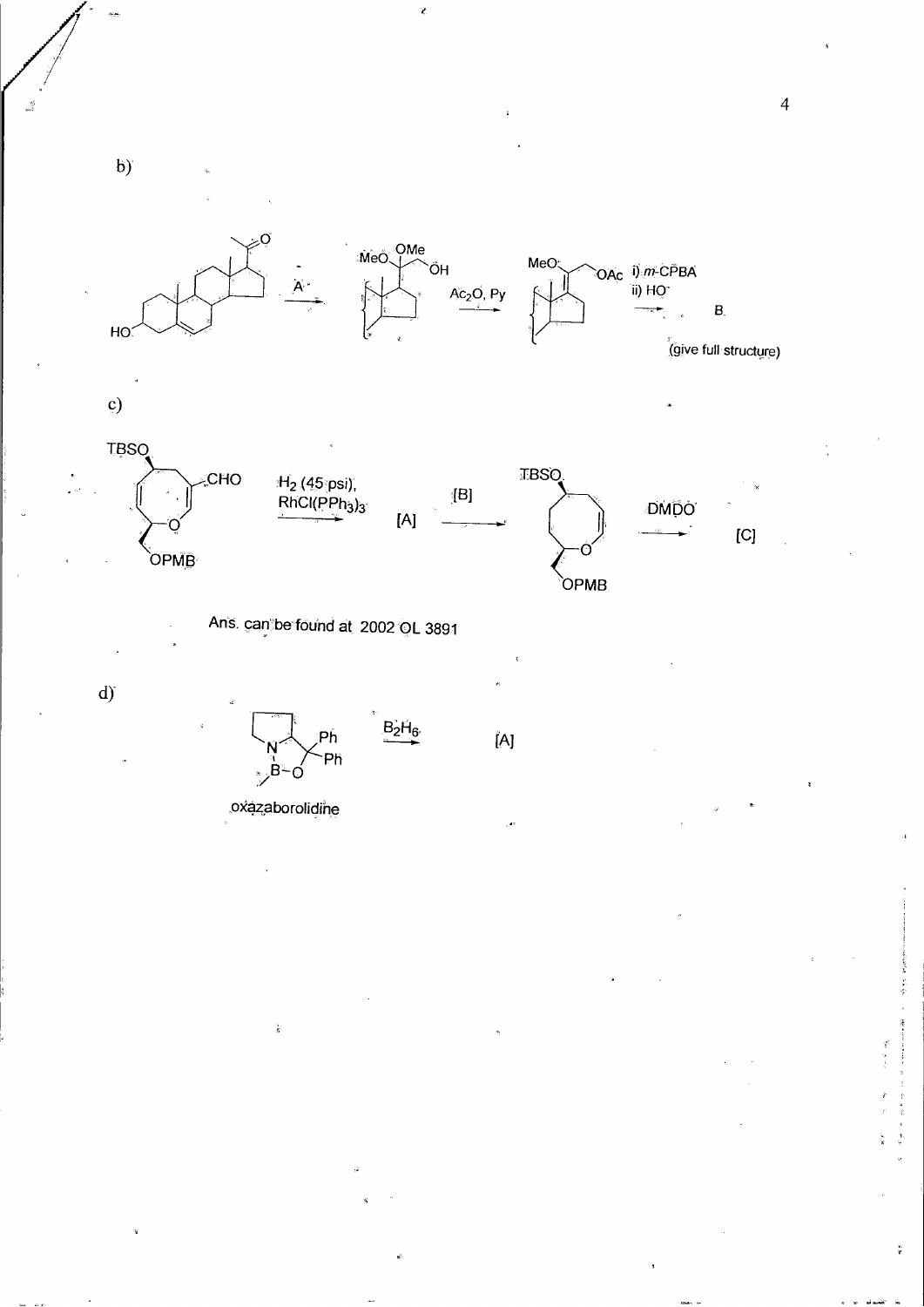b)

A

MeO OMe OH

$Ac_2O$, Py

MeO OAc

i) *m*-CPBA
ii) $HO^-$

B

(give full structure)

c)

TBSO

CHO

O

OPMB

$H_2$ (45 psi), $RhCl(PPh_3)_3$

[A]

[B]

TBSO

O

OPMB

DMDO

[C]

Ans. can be found at 2002 OL 3891

d)

Ph
Ph

N
B–O

oxazaborolidine

$B_2H_6$

[A]